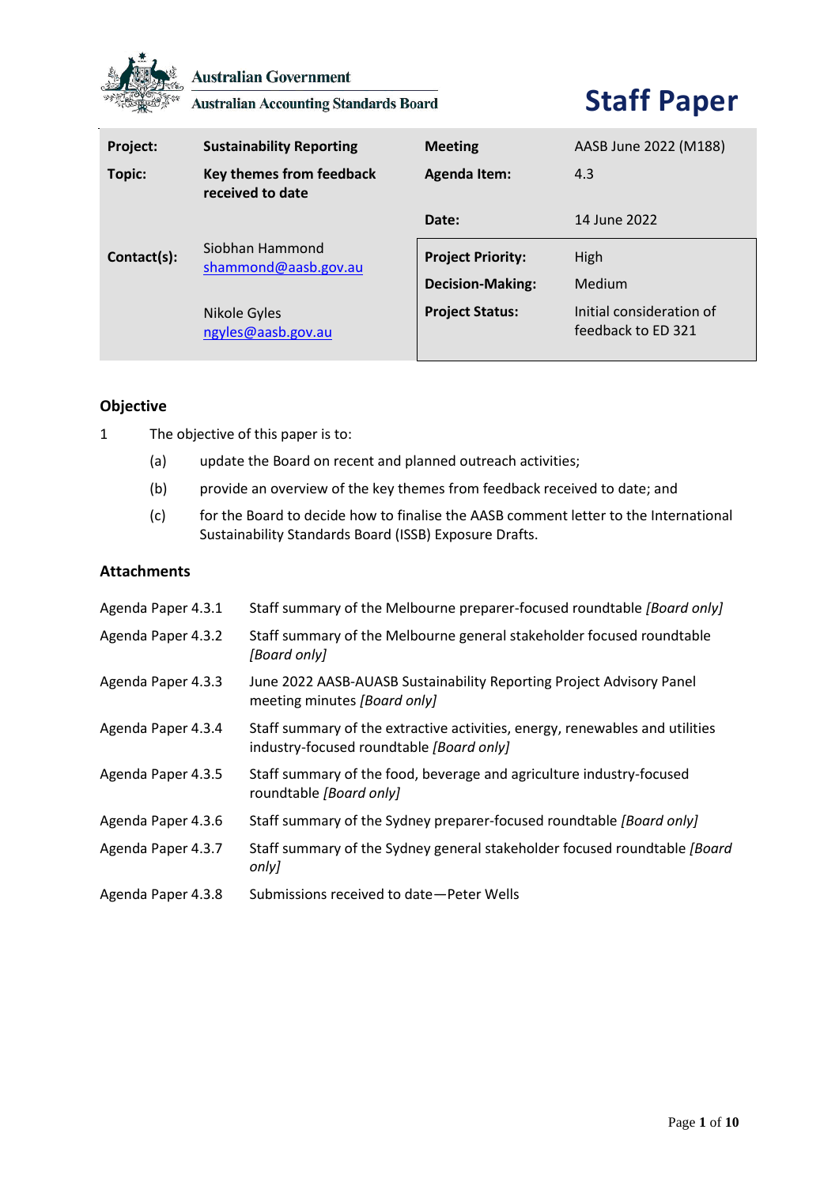Australian Government

Australian Accounting Standards Board

# Staff Paper

| | | | |
|---|---|---|---|
| **Project:** | **Sustainability Reporting** | **Meeting** | AASB June 2022 (M188) |
| **Topic:** | **Key themes from feedback received to date** | **Agenda Item:** | 4.3 |
| | | **Date:** | 14 June 2022 |
| **Contact(s):** | Siobhan Hammond<br>shammond@aasb.gov.au<br><br>Nikole Gyles<br>ngyles@aasb.gov.au | **Project Priority:** | High |
| | | **Decision-Making:** | Medium |
| | | **Project Status:** | Initial consideration of feedback to ED 321 |

## Objective

1 The objective of this paper is to:

(a) update the Board on recent and planned outreach activities;

(b) provide an overview of the key themes from feedback received to date; and

(c) for the Board to decide how to finalise the AASB comment letter to the International Sustainability Standards Board (ISSB) Exposure Drafts.

## Attachments

| | |
|---|---|
| Agenda Paper 4.3.1 | Staff summary of the Melbourne preparer-focused roundtable *[Board only]* |
| Agenda Paper 4.3.2 | Staff summary of the Melbourne general stakeholder focused roundtable *[Board only]* |
| Agenda Paper 4.3.3 | June 2022 AASB-AUASB Sustainability Reporting Project Advisory Panel meeting minutes *[Board only]* |
| Agenda Paper 4.3.4 | Staff summary of the extractive activities, energy, renewables and utilities industry-focused roundtable *[Board only]* |
| Agenda Paper 4.3.5 | Staff summary of the food, beverage and agriculture industry-focused roundtable *[Board only]* |
| Agenda Paper 4.3.6 | Staff summary of the Sydney preparer-focused roundtable *[Board only]* |
| Agenda Paper 4.3.7 | Staff summary of the Sydney general stakeholder focused roundtable *[Board only]* |
| Agenda Paper 4.3.8 | Submissions received to date—Peter Wells |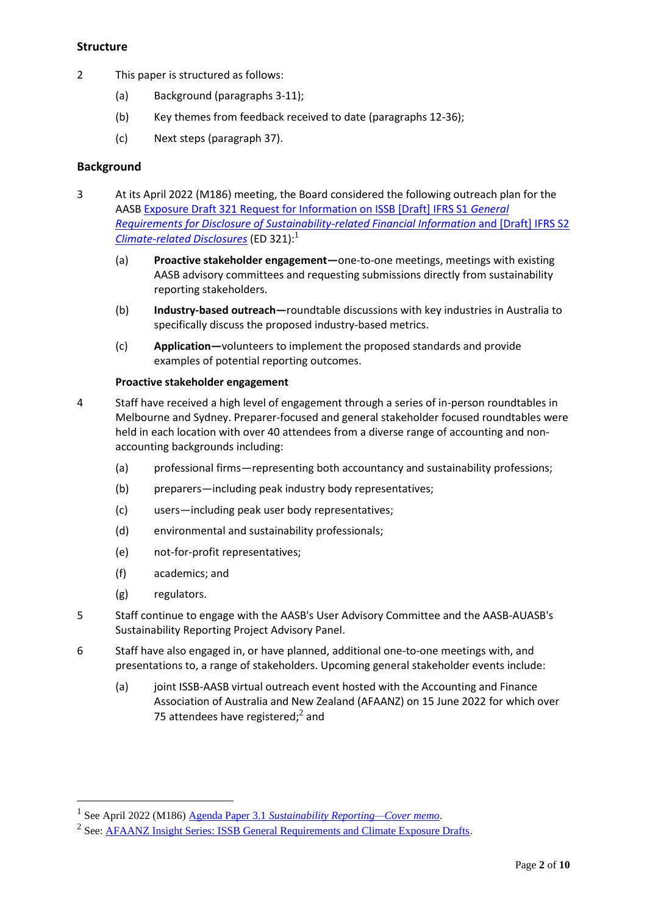## Structure

2 This paper is structured as follows:

(a) Background (paragraphs 3-11);

(b) Key themes from feedback received to date (paragraphs 12-36);

(c) Next steps (paragraph 37).

## Background

3 At its April 2022 (M186) meeting, the Board considered the following outreach plan for the AASB Exposure Draft 321 Request for Information on ISSB [Draft] IFRS S1 *General Requirements for Disclosure of Sustainability-related Financial Information* and [Draft] IFRS S2 *Climate-related Disclosures* (ED 321):[1]

(a) **Proactive stakeholder engagement—**one-to-one meetings, meetings with existing AASB advisory committees and requesting submissions directly from sustainability reporting stakeholders.

(b) **Industry-based outreach—**roundtable discussions with key industries in Australia to specifically discuss the proposed industry-based metrics.

(c) **Application—**volunteers to implement the proposed standards and provide examples of potential reporting outcomes.

### Proactive stakeholder engagement

4 Staff have received a high level of engagement through a series of in-person roundtables in Melbourne and Sydney. Preparer-focused and general stakeholder focused roundtables were held in each location with over 40 attendees from a diverse range of accounting and non-accounting backgrounds including:

(a) professional firms—representing both accountancy and sustainability professions;

(b) preparers—including peak industry body representatives;

(c) users—including peak user body representatives;

(d) environmental and sustainability professionals;

(e) not-for-profit representatives;

(f) academics; and

(g) regulators.

5 Staff continue to engage with the AASB's User Advisory Committee and the AASB-AUASB's Sustainability Reporting Project Advisory Panel.

6 Staff have also engaged in, or have planned, additional one-to-one meetings with, and presentations to, a range of stakeholders. Upcoming general stakeholder events include:

(a) joint ISSB-AASB virtual outreach event hosted with the Accounting and Finance Association of Australia and New Zealand (AFAANZ) on 15 June 2022 for which over 75 attendees have registered;[2] and

---

[1] See April 2022 (M186) Agenda Paper 3.1 *Sustainability Reporting—Cover memo*.

[2] See: AFAANZ Insight Series: ISSB General Requirements and Climate Exposure Drafts.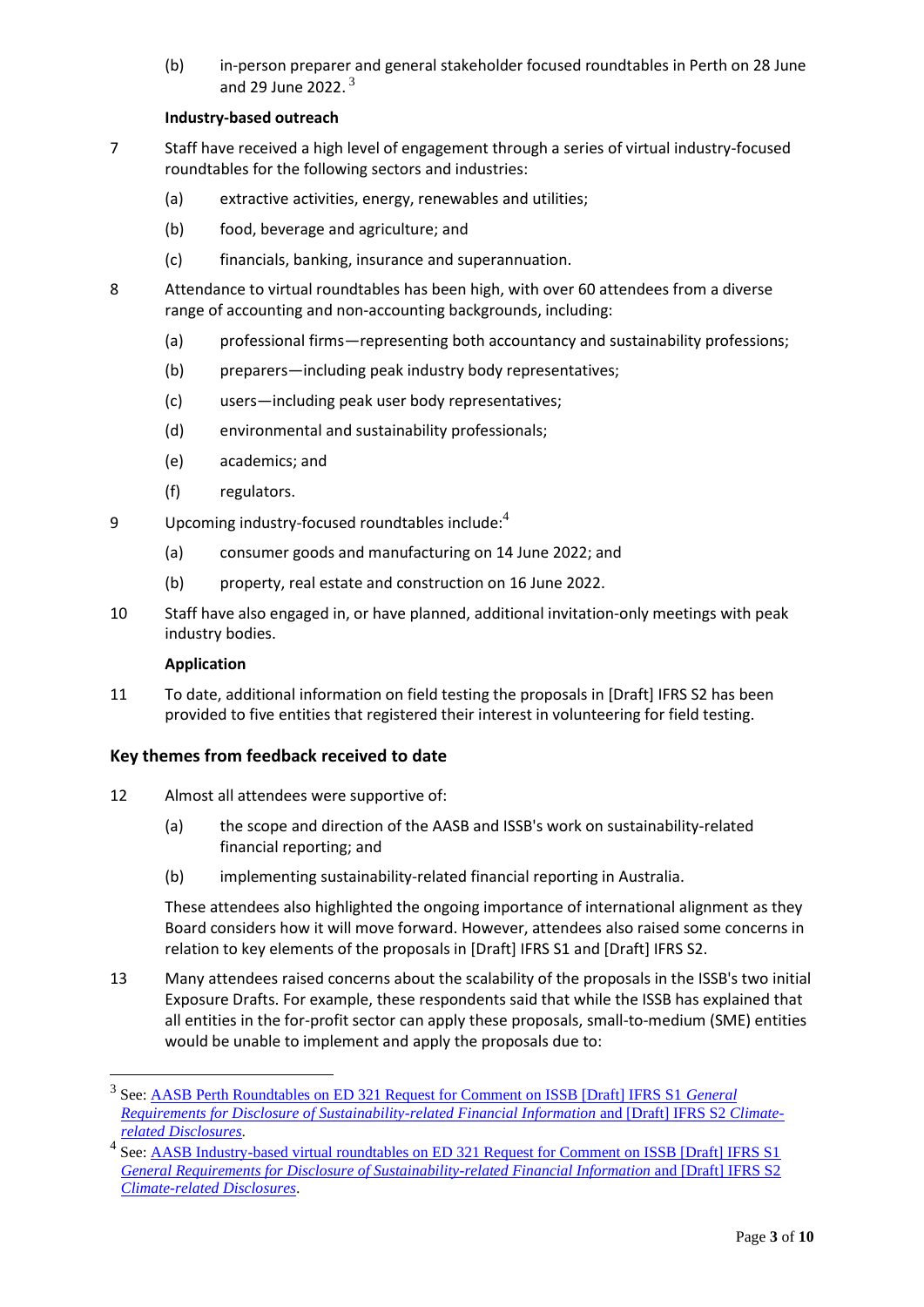(b) in-person preparer and general stakeholder focused roundtables in Perth on 28 June and 29 June 2022.[3]

**Industry-based outreach**

7 Staff have received a high level of engagement through a series of virtual industry-focused roundtables for the following sectors and industries:

(a) extractive activities, energy, renewables and utilities;

(b) food, beverage and agriculture; and

(c) financials, banking, insurance and superannuation.

8 Attendance to virtual roundtables has been high, with over 60 attendees from a diverse range of accounting and non-accounting backgrounds, including:

(a) professional firms—representing both accountancy and sustainability professions;

(b) preparers—including peak industry body representatives;

(c) users—including peak user body representatives;

(d) environmental and sustainability professionals;

(e) academics; and

(f) regulators.

9 Upcoming industry-focused roundtables include:[4]

(a) consumer goods and manufacturing on 14 June 2022; and

(b) property, real estate and construction on 16 June 2022.

10 Staff have also engaged in, or have planned, additional invitation-only meetings with peak industry bodies.

**Application**

11 To date, additional information on field testing the proposals in [Draft] IFRS S2 has been provided to five entities that registered their interest in volunteering for field testing.

## Key themes from feedback received to date

12 Almost all attendees were supportive of:

(a) the scope and direction of the AASB and ISSB's work on sustainability-related financial reporting; and

(b) implementing sustainability-related financial reporting in Australia.

These attendees also highlighted the ongoing importance of international alignment as they Board considers how it will move forward. However, attendees also raised some concerns in relation to key elements of the proposals in [Draft] IFRS S1 and [Draft] IFRS S2.

13 Many attendees raised concerns about the scalability of the proposals in the ISSB's two initial Exposure Drafts. For example, these respondents said that while the ISSB has explained that all entities in the for-profit sector can apply these proposals, small-to-medium (SME) entities would be unable to implement and apply the proposals due to:

---

[3] See: AASB Perth Roundtables on ED 321 Request for Comment on ISSB [Draft] IFRS S1 *General Requirements for Disclosure of Sustainability-related Financial Information* and [Draft] IFRS S2 *Climate-related Disclosures*.

[4] See: AASB Industry-based virtual roundtables on ED 321 Request for Comment on ISSB [Draft] IFRS S1 *General Requirements for Disclosure of Sustainability-related Financial Information* and [Draft] IFRS S2 *Climate-related Disclosures*.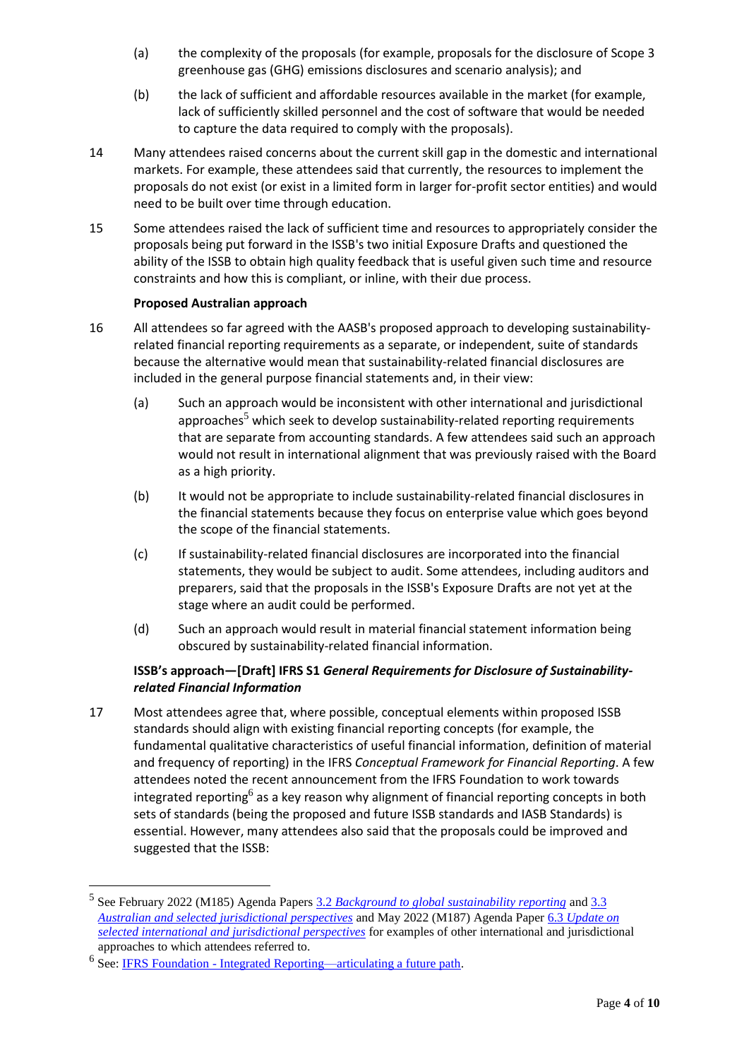(a) the complexity of the proposals (for example, proposals for the disclosure of Scope 3 greenhouse gas (GHG) emissions disclosures and scenario analysis); and

(b) the lack of sufficient and affordable resources available in the market (for example, lack of sufficiently skilled personnel and the cost of software that would be needed to capture the data required to comply with the proposals).

14 Many attendees raised concerns about the current skill gap in the domestic and international markets. For example, these attendees said that currently, the resources to implement the proposals do not exist (or exist in a limited form in larger for-profit sector entities) and would need to be built over time through education.

15 Some attendees raised the lack of sufficient time and resources to appropriately consider the proposals being put forward in the ISSB's two initial Exposure Drafts and questioned the ability of the ISSB to obtain high quality feedback that is useful given such time and resource constraints and how this is compliant, or inline, with their due process.

**Proposed Australian approach**

16 All attendees so far agreed with the AASB's proposed approach to developing sustainability-related financial reporting requirements as a separate, or independent, suite of standards because the alternative would mean that sustainability-related financial disclosures are included in the general purpose financial statements and, in their view:

(a) Such an approach would be inconsistent with other international and jurisdictional approaches[5] which seek to develop sustainability-related reporting requirements that are separate from accounting standards. A few attendees said such an approach would not result in international alignment that was previously raised with the Board as a high priority.

(b) It would not be appropriate to include sustainability-related financial disclosures in the financial statements because they focus on enterprise value which goes beyond the scope of the financial statements.

(c) If sustainability-related financial disclosures are incorporated into the financial statements, they would be subject to audit. Some attendees, including auditors and preparers, said that the proposals in the ISSB's Exposure Drafts are not yet at the stage where an audit could be performed.

(d) Such an approach would result in material financial statement information being obscured by sustainability-related financial information.

**ISSB's approach—[Draft] IFRS S1 *General Requirements for Disclosure of Sustainability-related Financial Information***

17 Most attendees agree that, where possible, conceptual elements within proposed ISSB standards should align with existing financial reporting concepts (for example, the fundamental qualitative characteristics of useful financial information, definition of material and frequency of reporting) in the IFRS *Conceptual Framework for Financial Reporting*. A few attendees noted the recent announcement from the IFRS Foundation to work towards integrated reporting[6] as a key reason why alignment of financial reporting concepts in both sets of standards (being the proposed and future ISSB standards and IASB Standards) is essential. However, many attendees also said that the proposals could be improved and suggested that the ISSB:

---

[5] See February 2022 (M185) Agenda Papers 3.2 *Background to global sustainability reporting* and 3.3 *Australian and selected jurisdictional perspectives* and May 2022 (M187) Agenda Paper 6.3 *Update on selected international and jurisdictional perspectives* for examples of other international and jurisdictional approaches to which attendees referred to.

[6] See: IFRS Foundation - Integrated Reporting—articulating a future path.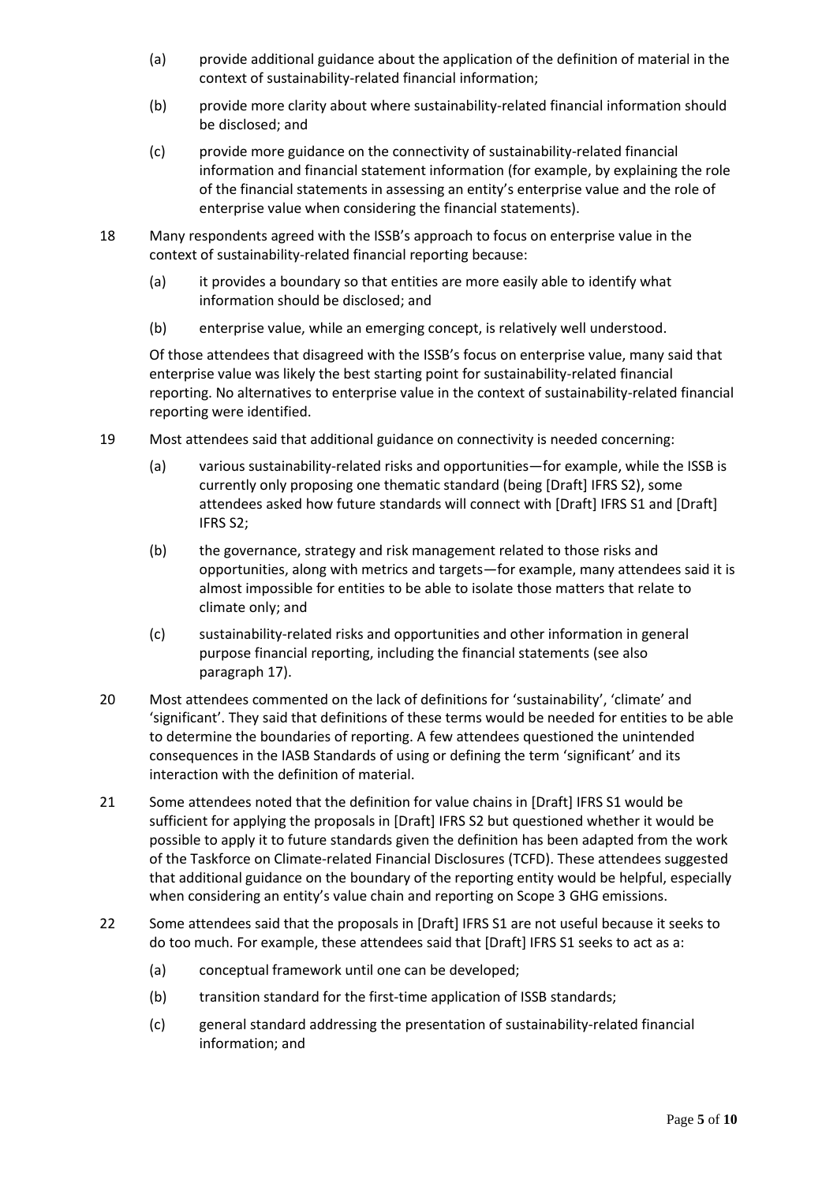(a) provide additional guidance about the application of the definition of material in the context of sustainability-related financial information;

(b) provide more clarity about where sustainability-related financial information should be disclosed; and

(c) provide more guidance on the connectivity of sustainability-related financial information and financial statement information (for example, by explaining the role of the financial statements in assessing an entity's enterprise value and the role of enterprise value when considering the financial statements).

18 Many respondents agreed with the ISSB's approach to focus on enterprise value in the context of sustainability-related financial reporting because:

(a) it provides a boundary so that entities are more easily able to identify what information should be disclosed; and

(b) enterprise value, while an emerging concept, is relatively well understood.

Of those attendees that disagreed with the ISSB's focus on enterprise value, many said that enterprise value was likely the best starting point for sustainability-related financial reporting. No alternatives to enterprise value in the context of sustainability-related financial reporting were identified.

19 Most attendees said that additional guidance on connectivity is needed concerning:

(a) various sustainability-related risks and opportunities—for example, while the ISSB is currently only proposing one thematic standard (being [Draft] IFRS S2), some attendees asked how future standards will connect with [Draft] IFRS S1 and [Draft] IFRS S2;

(b) the governance, strategy and risk management related to those risks and opportunities, along with metrics and targets—for example, many attendees said it is almost impossible for entities to be able to isolate those matters that relate to climate only; and

(c) sustainability-related risks and opportunities and other information in general purpose financial reporting, including the financial statements (see also paragraph 17).

20 Most attendees commented on the lack of definitions for 'sustainability', 'climate' and 'significant'. They said that definitions of these terms would be needed for entities to be able to determine the boundaries of reporting. A few attendees questioned the unintended consequences in the IASB Standards of using or defining the term 'significant' and its interaction with the definition of material.

21 Some attendees noted that the definition for value chains in [Draft] IFRS S1 would be sufficient for applying the proposals in [Draft] IFRS S2 but questioned whether it would be possible to apply it to future standards given the definition has been adapted from the work of the Taskforce on Climate-related Financial Disclosures (TCFD). These attendees suggested that additional guidance on the boundary of the reporting entity would be helpful, especially when considering an entity's value chain and reporting on Scope 3 GHG emissions.

22 Some attendees said that the proposals in [Draft] IFRS S1 are not useful because it seeks to do too much. For example, these attendees said that [Draft] IFRS S1 seeks to act as a:

(a) conceptual framework until one can be developed;

(b) transition standard for the first-time application of ISSB standards;

(c) general standard addressing the presentation of sustainability-related financial information; and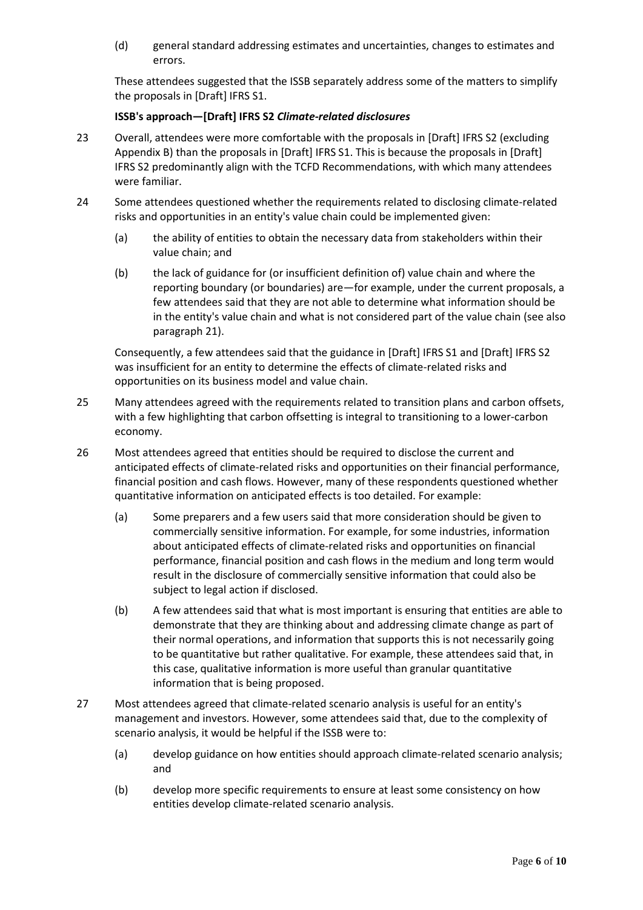(d) general standard addressing estimates and uncertainties, changes to estimates and errors.

These attendees suggested that the ISSB separately address some of the matters to simplify the proposals in [Draft] IFRS S1.

**ISSB's approach—[Draft] IFRS S2 *Climate-related disclosures***

23 Overall, attendees were more comfortable with the proposals in [Draft] IFRS S2 (excluding Appendix B) than the proposals in [Draft] IFRS S1. This is because the proposals in [Draft] IFRS S2 predominantly align with the TCFD Recommendations, with which many attendees were familiar.

24 Some attendees questioned whether the requirements related to disclosing climate-related risks and opportunities in an entity's value chain could be implemented given:

(a) the ability of entities to obtain the necessary data from stakeholders within their value chain; and

(b) the lack of guidance for (or insufficient definition of) value chain and where the reporting boundary (or boundaries) are—for example, under the current proposals, a few attendees said that they are not able to determine what information should be in the entity's value chain and what is not considered part of the value chain (see also paragraph 21).

Consequently, a few attendees said that the guidance in [Draft] IFRS S1 and [Draft] IFRS S2 was insufficient for an entity to determine the effects of climate-related risks and opportunities on its business model and value chain.

25 Many attendees agreed with the requirements related to transition plans and carbon offsets, with a few highlighting that carbon offsetting is integral to transitioning to a lower-carbon economy.

26 Most attendees agreed that entities should be required to disclose the current and anticipated effects of climate-related risks and opportunities on their financial performance, financial position and cash flows. However, many of these respondents questioned whether quantitative information on anticipated effects is too detailed. For example:

(a) Some preparers and a few users said that more consideration should be given to commercially sensitive information. For example, for some industries, information about anticipated effects of climate-related risks and opportunities on financial performance, financial position and cash flows in the medium and long term would result in the disclosure of commercially sensitive information that could also be subject to legal action if disclosed.

(b) A few attendees said that what is most important is ensuring that entities are able to demonstrate that they are thinking about and addressing climate change as part of their normal operations, and information that supports this is not necessarily going to be quantitative but rather qualitative. For example, these attendees said that, in this case, qualitative information is more useful than granular quantitative information that is being proposed.

27 Most attendees agreed that climate-related scenario analysis is useful for an entity's management and investors. However, some attendees said that, due to the complexity of scenario analysis, it would be helpful if the ISSB were to:

(a) develop guidance on how entities should approach climate-related scenario analysis; and

(b) develop more specific requirements to ensure at least some consistency on how entities develop climate-related scenario analysis.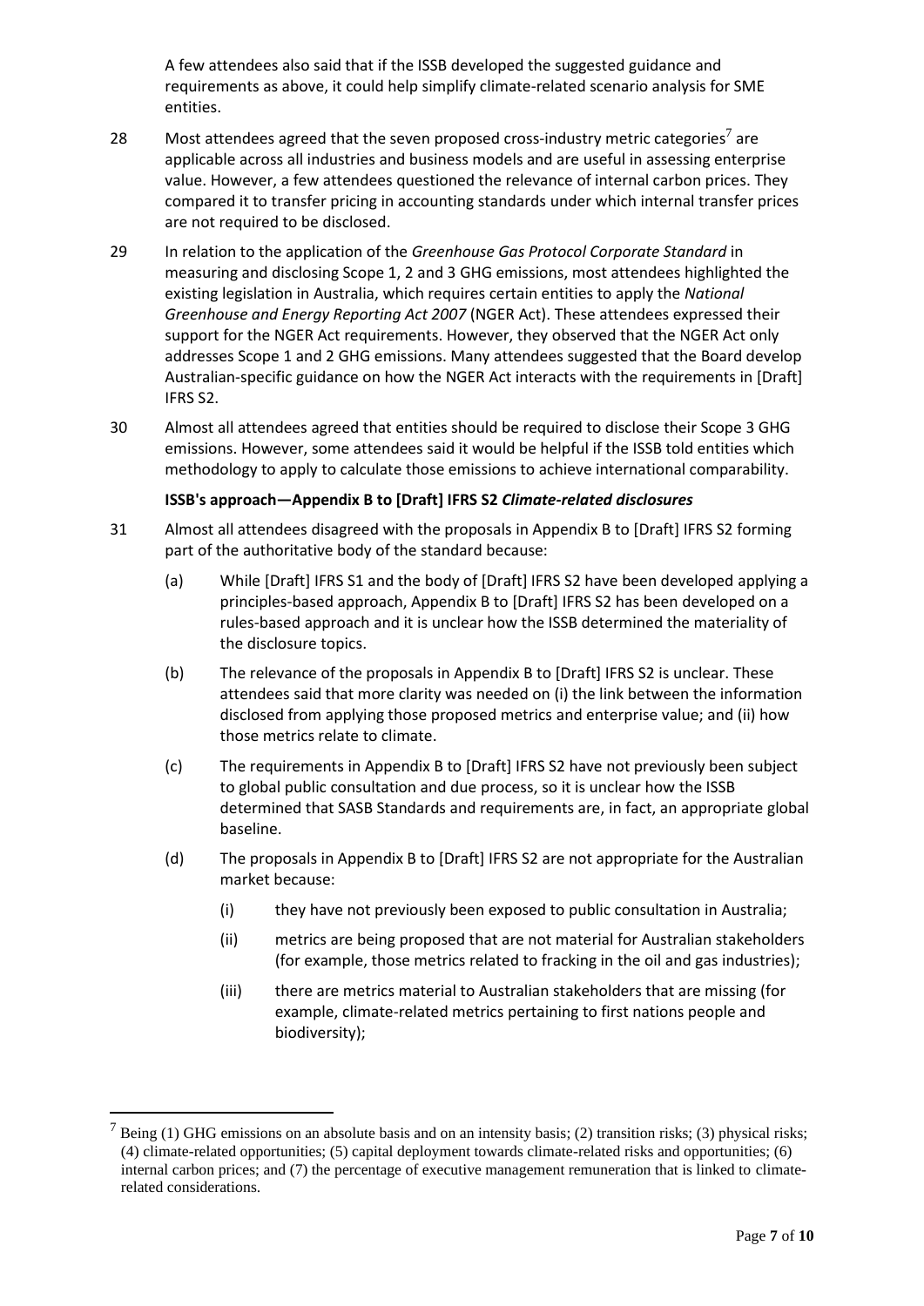A few attendees also said that if the ISSB developed the suggested guidance and requirements as above, it could help simplify climate-related scenario analysis for SME entities.

28 Most attendees agreed that the seven proposed cross-industry metric categories[7] are applicable across all industries and business models and are useful in assessing enterprise value. However, a few attendees questioned the relevance of internal carbon prices. They compared it to transfer pricing in accounting standards under which internal transfer prices are not required to be disclosed.

29 In relation to the application of the *Greenhouse Gas Protocol Corporate Standard* in measuring and disclosing Scope 1, 2 and 3 GHG emissions, most attendees highlighted the existing legislation in Australia, which requires certain entities to apply the *National Greenhouse and Energy Reporting Act 2007* (NGER Act). These attendees expressed their support for the NGER Act requirements. However, they observed that the NGER Act only addresses Scope 1 and 2 GHG emissions. Many attendees suggested that the Board develop Australian-specific guidance on how the NGER Act interacts with the requirements in [Draft] IFRS S2.

30 Almost all attendees agreed that entities should be required to disclose their Scope 3 GHG emissions. However, some attendees said it would be helpful if the ISSB told entities which methodology to apply to calculate those emissions to achieve international comparability.

**ISSB's approach—Appendix B to [Draft] IFRS S2 *Climate-related disclosures***

31 Almost all attendees disagreed with the proposals in Appendix B to [Draft] IFRS S2 forming part of the authoritative body of the standard because:

(a) While [Draft] IFRS S1 and the body of [Draft] IFRS S2 have been developed applying a principles-based approach, Appendix B to [Draft] IFRS S2 has been developed on a rules-based approach and it is unclear how the ISSB determined the materiality of the disclosure topics.

(b) The relevance of the proposals in Appendix B to [Draft] IFRS S2 is unclear. These attendees said that more clarity was needed on (i) the link between the information disclosed from applying those proposed metrics and enterprise value; and (ii) how those metrics relate to climate.

(c) The requirements in Appendix B to [Draft] IFRS S2 have not previously been subject to global public consultation and due process, so it is unclear how the ISSB determined that SASB Standards and requirements are, in fact, an appropriate global baseline.

(d) The proposals in Appendix B to [Draft] IFRS S2 are not appropriate for the Australian market because:

(i) they have not previously been exposed to public consultation in Australia;

(ii) metrics are being proposed that are not material for Australian stakeholders (for example, those metrics related to fracking in the oil and gas industries);

(iii) there are metrics material to Australian stakeholders that are missing (for example, climate-related metrics pertaining to first nations people and biodiversity);

---

[7] Being (1) GHG emissions on an absolute basis and on an intensity basis; (2) transition risks; (3) physical risks; (4) climate-related opportunities; (5) capital deployment towards climate-related risks and opportunities; (6) internal carbon prices; and (7) the percentage of executive management remuneration that is linked to climate-related considerations.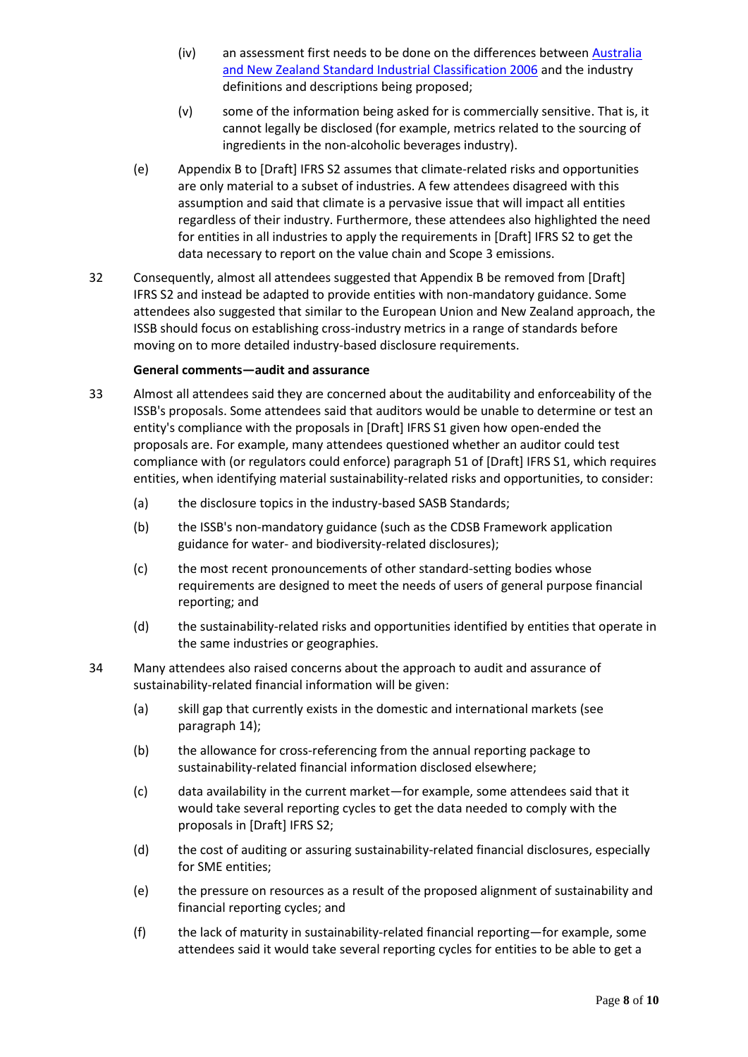- (iv) an assessment first needs to be done on the differences between Australia and New Zealand Standard Industrial Classification 2006 and the industry definitions and descriptions being proposed;
- (v) some of the information being asked for is commercially sensitive. That is, it cannot legally be disclosed (for example, metrics related to the sourcing of ingredients in the non-alcoholic beverages industry).

(e) Appendix B to [Draft] IFRS S2 assumes that climate-related risks and opportunities are only material to a subset of industries. A few attendees disagreed with this assumption and said that climate is a pervasive issue that will impact all entities regardless of their industry. Furthermore, these attendees also highlighted the need for entities in all industries to apply the requirements in [Draft] IFRS S2 to get the data necessary to report on the value chain and Scope 3 emissions.

32 Consequently, almost all attendees suggested that Appendix B be removed from [Draft] IFRS S2 and instead be adapted to provide entities with non-mandatory guidance. Some attendees also suggested that similar to the European Union and New Zealand approach, the ISSB should focus on establishing cross-industry metrics in a range of standards before moving on to more detailed industry-based disclosure requirements.

**General comments—audit and assurance**

33 Almost all attendees said they are concerned about the auditability and enforceability of the ISSB's proposals. Some attendees said that auditors would be unable to determine or test an entity's compliance with the proposals in [Draft] IFRS S1 given how open-ended the proposals are. For example, many attendees questioned whether an auditor could test compliance with (or regulators could enforce) paragraph 51 of [Draft] IFRS S1, which requires entities, when identifying material sustainability-related risks and opportunities, to consider:

- (a) the disclosure topics in the industry-based SASB Standards;
- (b) the ISSB's non-mandatory guidance (such as the CDSB Framework application guidance for water- and biodiversity-related disclosures);
- (c) the most recent pronouncements of other standard-setting bodies whose requirements are designed to meet the needs of users of general purpose financial reporting; and
- (d) the sustainability-related risks and opportunities identified by entities that operate in the same industries or geographies.

34 Many attendees also raised concerns about the approach to audit and assurance of sustainability-related financial information will be given:

- (a) skill gap that currently exists in the domestic and international markets (see paragraph 14);
- (b) the allowance for cross-referencing from the annual reporting package to sustainability-related financial information disclosed elsewhere;
- (c) data availability in the current market—for example, some attendees said that it would take several reporting cycles to get the data needed to comply with the proposals in [Draft] IFRS S2;
- (d) the cost of auditing or assuring sustainability-related financial disclosures, especially for SME entities;
- (e) the pressure on resources as a result of the proposed alignment of sustainability and financial reporting cycles; and
- (f) the lack of maturity in sustainability-related financial reporting—for example, some attendees said it would take several reporting cycles for entities to be able to get a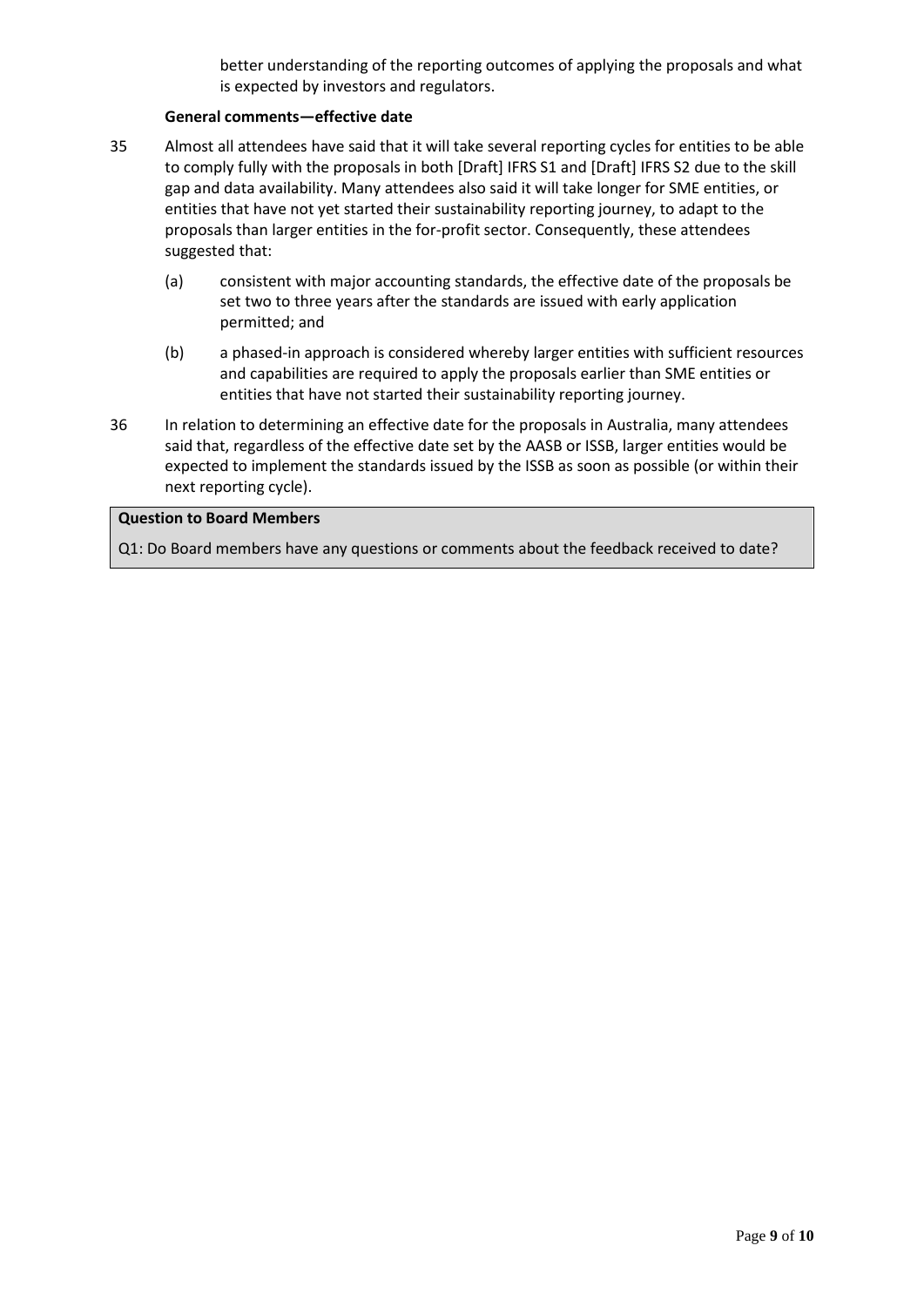better understanding of the reporting outcomes of applying the proposals and what is expected by investors and regulators.

**General comments—effective date**

35 Almost all attendees have said that it will take several reporting cycles for entities to be able to comply fully with the proposals in both [Draft] IFRS S1 and [Draft] IFRS S2 due to the skill gap and data availability. Many attendees also said it will take longer for SME entities, or entities that have not yet started their sustainability reporting journey, to adapt to the proposals than larger entities in the for-profit sector. Consequently, these attendees suggested that:

(a) consistent with major accounting standards, the effective date of the proposals be set two to three years after the standards are issued with early application permitted; and

(b) a phased-in approach is considered whereby larger entities with sufficient resources and capabilities are required to apply the proposals earlier than SME entities or entities that have not started their sustainability reporting journey.

36 In relation to determining an effective date for the proposals in Australia, many attendees said that, regardless of the effective date set by the AASB or ISSB, larger entities would be expected to implement the standards issued by the ISSB as soon as possible (or within their next reporting cycle).

**Question to Board Members**

Q1: Do Board members have any questions or comments about the feedback received to date?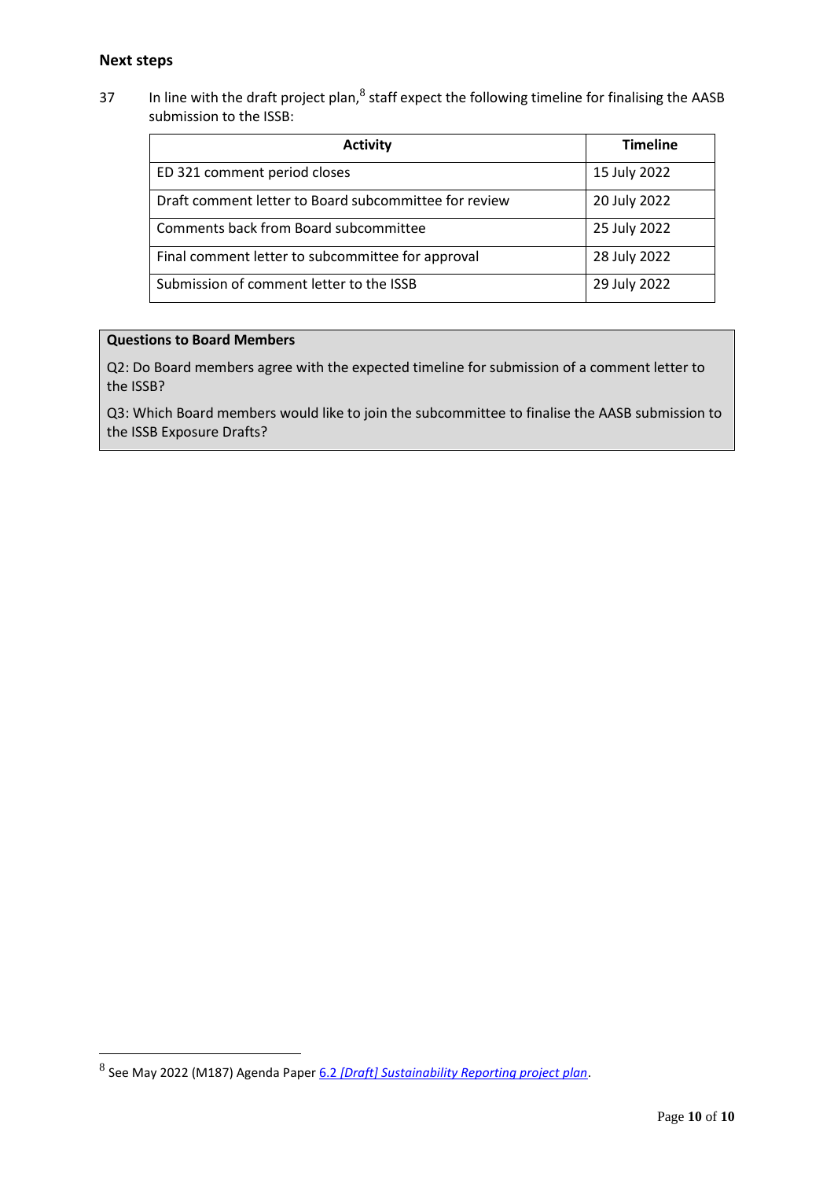## Next steps

37 In line with the draft project plan,[8] staff expect the following timeline for finalising the AASB submission to the ISSB:

| Activity | Timeline |
|---|---|
| ED 321 comment period closes | 15 July 2022 |
| Draft comment letter to Board subcommittee for review | 20 July 2022 |
| Comments back from Board subcommittee | 25 July 2022 |
| Final comment letter to subcommittee for approval | 28 July 2022 |
| Submission of comment letter to the ISSB | 29 July 2022 |

**Questions to Board Members**

Q2: Do Board members agree with the expected timeline for submission of a comment letter to the ISSB?

Q3: Which Board members would like to join the subcommittee to finalise the AASB submission to the ISSB Exposure Drafts?

---

[8] See May 2022 (M187) Agenda Paper 6.2 *[Draft] Sustainability Reporting project plan*.